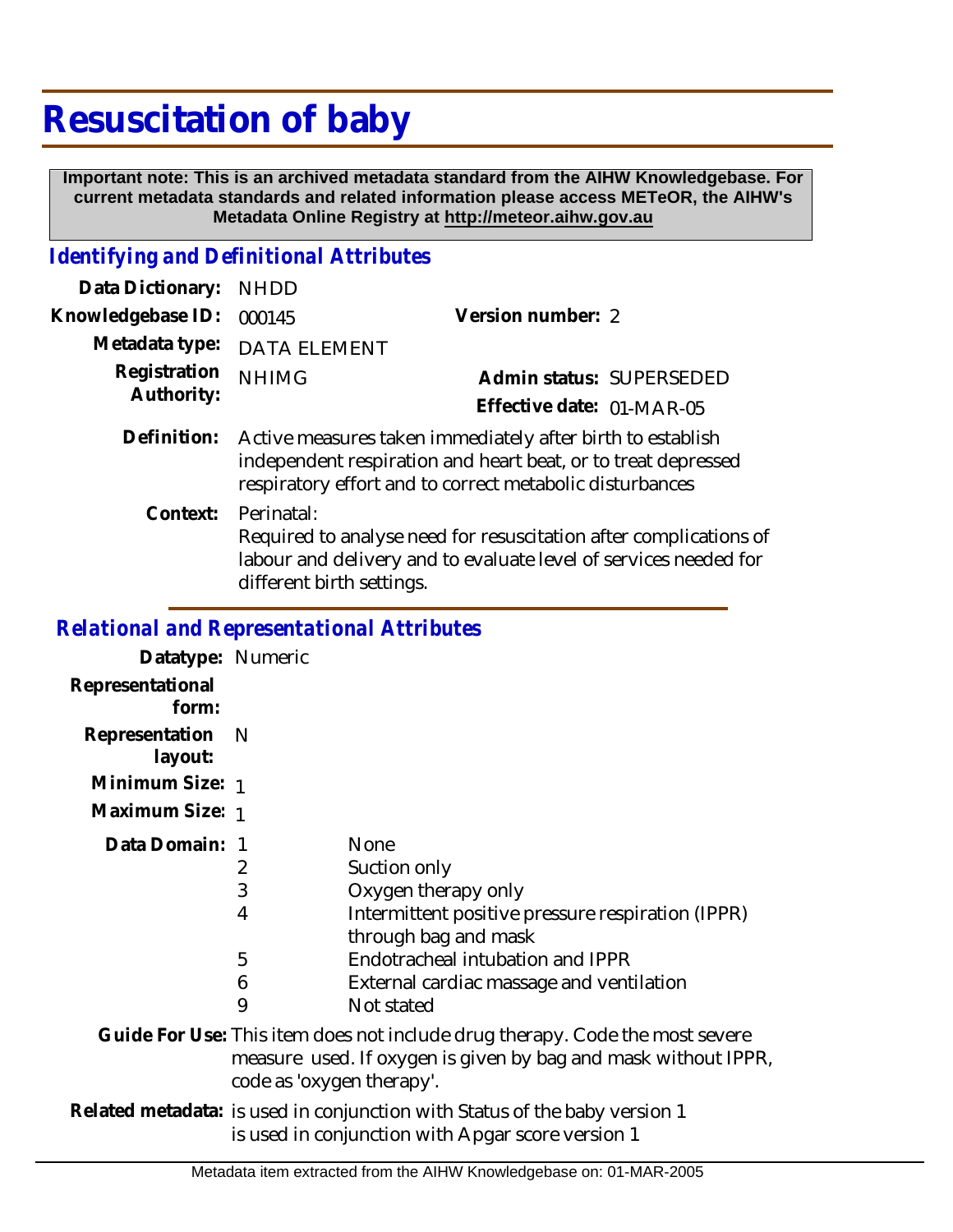# Resuscitation of baby

**Important note: This is an archived metadata standard from the AIHW Knowledgebase. For current metadata standards and related information please access METeOR, the AIHW's Metadata Online Registry at http://meteor.aihw.gov.au**

## *Identifying and Definitional Attributes*

**Data Dictionary:** NHDD

**Knowledgebase ID:** 000145

**Version number:** 2

**Metadata type:** DATA ELEMENT

**Registration Authority:** NHIMG

**Admin status:** SUPERSEDED

**Effective date:** 01-MAR-05

**Definition:** Active measures taken immediately after birth to establish independent respiration and heart beat, or to treat depressed respiratory effort and to correct metabolic disturbances

**Context:** Perinatal:
Required to analyse need for resuscitation after complications of labour and delivery and to evaluate level of services needed for different birth settings.

## *Relational and Representational Attributes*

**Datatype:** Numeric

**Representational form:**

**Representation layout:** N

**Minimum Size:** 1

**Maximum Size:** 1

**Data Domain:**

| Code | Description |
|---|---|
| 1 | None |
| 2 | Suction only |
| 3 | Oxygen therapy only |
| 4 | Intermittent positive pressure respiration (IPPR) through bag and mask |
| 5 | Endotracheal intubation and IPPR |
| 6 | External cardiac massage and ventilation |
| 9 | Not stated |

**Guide For Use:** This item does not include drug therapy. Code the most severe measure used. If oxygen is given by bag and mask without IPPR, code as 'oxygen therapy'.

**Related metadata:** is used in conjunction with Status of the baby version 1
is used in conjunction with Apgar score version 1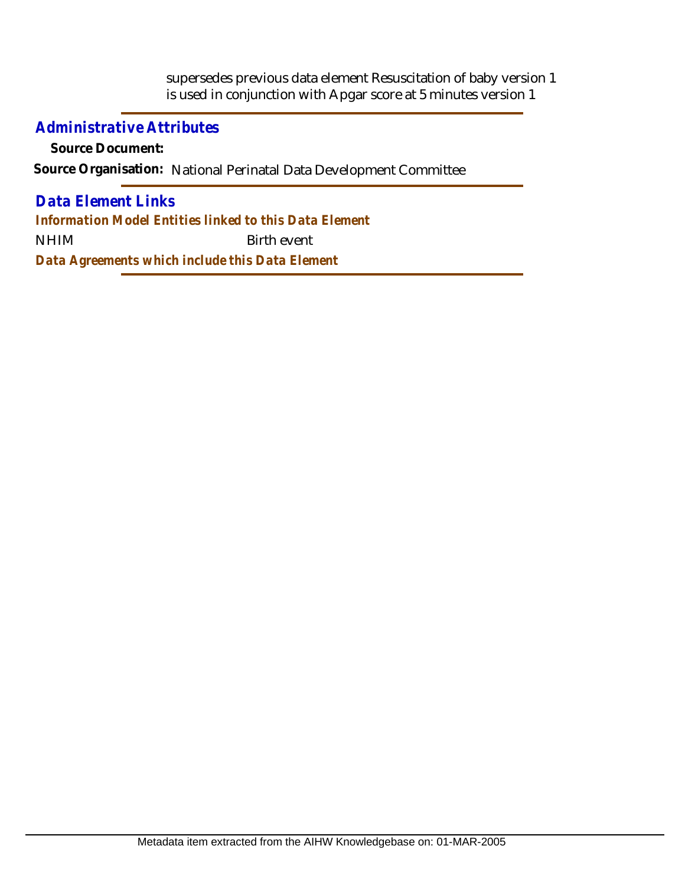supersedes previous data element Resuscitation of baby version 1
is used in conjunction with Apgar score at 5 minutes version 1

## Administrative Attributes

**Source Document:**

**Source Organisation:** National Perinatal Data Development Committee

## Data Element Links

***Information Model Entities linked to this Data Element***

NHIM Birth event

***Data Agreements which include this Data Element***